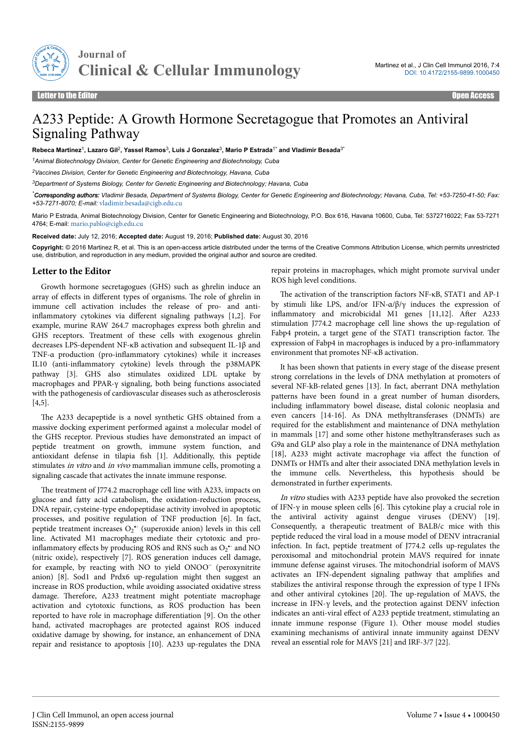Letter to the Editor

Open Access

# A233 Peptide: A Growth Hormone Secretagogue that Promotes an Antiviral Signaling Pathway

**Rebeca Martinez[1], Lazaro Gil[2], Yassel Ramos[3], Luis J Gonzalez[3], Mario P Estrada[1*] and Vladimir Besada[3*]**

[1]*Animal Biotechnology Division, Center for Genetic Engineering and Biotechnology, Cuba*

[2]*Vaccines Division, Center for Genetic Engineering and Biotechnology, Havana, Cuba*

[3]*Department of Systems Biology, Center for Genetic Engineering and Biotechnology; Havana, Cuba*

***Corresponding authors:** *Vladimir Besada, Department of Systems Biology, Center for Genetic Engineering and Biotechnology; Havana, Cuba, Tel: +53-7250-41-50; Fax: +53-7271-8070; E-mail:* vladimir.besada@cigb.edu.cu

Mario P Estrada, Animal Biotechnology Division, Center for Genetic Engineering and Biotechnology, P.O. Box 616, Havana 10600, Cuba, Tel: 5372716022; Fax 53-7271 4764; E-mail: mario.pablo@cigb.edu.cu

**Received date:** July 12, 2016; **Accepted date:** August 19, 2016; **Published date:** August 30, 2016

**Copyright:** © 2016 Martinez R, et al. This is an open-access article distributed under the terms of the Creative Commons Attribution License, which permits unrestricted use, distribution, and reproduction in any medium, provided the original author and source are credited.

## Letter to the Editor

Growth hormone secretagogues (GHS) such as ghrelin induce an array of effects in different types of organisms. The role of ghrelin in immune cell activation includes the release of pro- and anti-inflammatory cytokines via different signaling pathways [1,2]. For example, murine RAW 264.7 macrophages express both ghrelin and GHS receptors. Treatment of these cells with exogenous ghrelin decreases LPS-dependent NF-κB activation and subsequent IL-1β and TNF-α production (pro-inflammatory cytokines) while it increases IL10 (anti-inflammatory cytokine) levels through the p38MAPK pathway [3]. GHS also stimulates oxidized LDL uptake by macrophages and PPAR-γ signaling, both being functions associated with the pathogenesis of cardiovascular diseases such as atherosclerosis [4,5].

The A233 decapeptide is a novel synthetic GHS obtained from a massive docking experiment performed against a molecular model of the GHS receptor. Previous studies have demonstrated an impact of peptide treatment on growth, immune system function, and antioxidant defense in tilapia fish [1]. Additionally, this peptide stimulates *in vitro* and *in vivo* mammalian immune cells, promoting a signaling cascade that activates the innate immune response.

The treatment of J774.2 macrophage cell line with A233, impacts on glucose and fatty acid catabolism, the oxidation-reduction process, DNA repair, cysteine-type endopeptidase activity involved in apoptotic processes, and positive regulation of TNF production [6]. In fact, peptide treatment increases $O_2^{\bullet-}$ (superoxide anion) levels in this cell line. Activated M1 macrophages mediate their cytotoxic and pro-inflammatory effects by producing ROS and RNS such as $O_2^{\bullet-}$ and NO (nitric oxide), respectively [7]. ROS generation induces cell damage, for example, by reacting with NO to yield $ONOO^-$ (peroxynitrite anion) [8]. Sod1 and Prdx6 up-regulation might then suggest an increase in ROS production, while avoiding associated oxidative stress damage. Therefore, A233 treatment might potentiate macrophage activation and cytotoxic functions, as ROS production has been reported to have role in macrophage differentiation [9]. On the other hand, activated macrophages are protected against ROS induced oxidative damage by showing, for instance, an enhancement of DNA repair and resistance to apoptosis [10]. A233 up-regulates the DNA repair proteins in macrophages, which might promote survival under ROS high level conditions.

The activation of the transcription factors NF-κB, STAT1 and AP-1 by stimuli like LPS, and/or IFN-α/β/γ induces the expression of inflammatory and microbicidal M1 genes [11,12]. After A233 stimulation J774.2 macrophage cell line shows the up-regulation of Fabp4 protein, a target gene of the STAT1 transcription factor. The expression of Fabp4 in macrophages is induced by a pro-inflammatory environment that promotes NF-κB activation.

It has been shown that patients in every stage of the disease present strong correlations in the levels of DNA methylation at promoters of several NF-kB-related genes [13]. In fact, aberrant DNA methylation patterns have been found in a great number of human disorders, including inflammatory bowel disease, distal colonic neoplasia and even cancers [14-16]. As DNA methyltransferases (DNMTs) are required for the establishment and maintenance of DNA methylation in mammals [17] and some other histone methyltransferases such as G9a and GLP also play a role in the maintenance of DNA methylation [18], A233 might activate macrophage via affect the function of DNMTs or HMTs and alter their associated DNA methylation levels in the immune cells. Nevertheless, this hypothesis should be demonstrated in further experiments.

*In vitro* studies with A233 peptide have also provoked the secretion of IFN-γ in mouse spleen cells [6]. This cytokine play a crucial role in the antiviral activity against dengue viruses (DENV) [19]. Consequently, a therapeutic treatment of BALB/c mice with this peptide reduced the viral load in a mouse model of DENV intracranial infection. In fact, peptide treatment of J774.2 cells up-regulates the peroxisomal and mitochondrial protein MAVS required for innate immune defense against viruses. The mitochondrial isoform of MAVS activates an IFN-dependent signaling pathway that amplifies and stabilizes the antiviral response through the expression of type I IFNs and other antiviral cytokines [20]. The up-regulation of MAVS, the increase in IFN-γ levels, and the protection against DENV infection indicates an anti-viral effect of A233 peptide treatment, stimulating an innate immune response (Figure 1). Other mouse model studies examining mechanisms of antiviral innate immunity against DENV reveal an essential role for MAVS [21] and IRF-3/7 [22].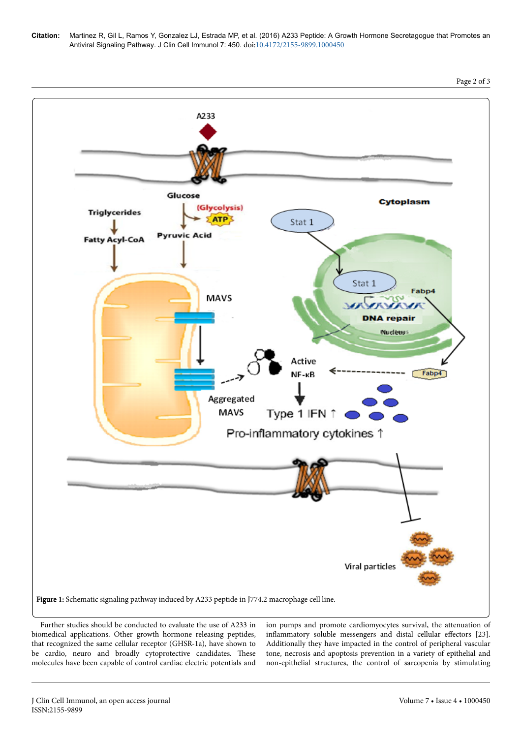**Figure 1:** Schematic signaling pathway induced by A233 peptide in J774.2 macrophage cell line.

Further studies should be conducted to evaluate the use of A233 in biomedical applications. Other growth hormone releasing peptides, that recognized the same cellular receptor (GHSR-1a), have shown to be cardio, neuro and broadly cytoprotective candidates. These molecules have been capable of control cardiac electric potentials and ion pumps and promote cardiomyocytes survival, the attenuation of inflammatory soluble messengers and distal cellular effectors [23]. Additionally they have impacted in the control of peripheral vascular tone, necrosis and apoptosis prevention in a variety of epithelial and non-epithelial structures, the control of sarcopenia by stimulating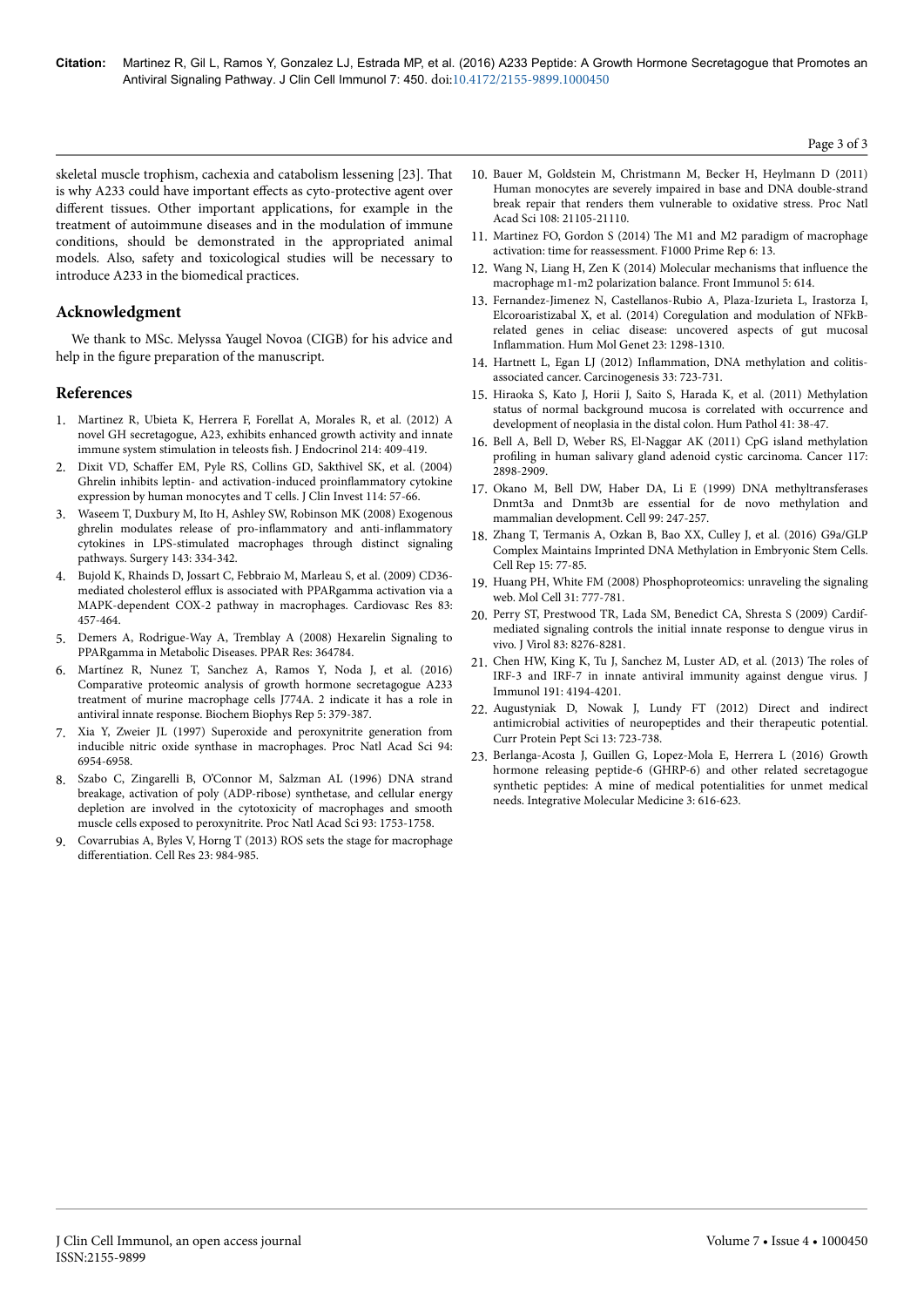skeletal muscle trophism, cachexia and catabolism lessening [23]. That is why A233 could have important effects as cyto-protective agent over different tissues. Other important applications, for example in the treatment of autoimmune diseases and in the modulation of immune conditions, should be demonstrated in the appropriated animal models. Also, safety and toxicological studies will be necessary to introduce A233 in the biomedical practices.

## Acknowledgment

We thank to MSc. Melyssa Yaugel Novoa (CIGB) for his advice and help in the figure preparation of the manuscript.

## References

1. Martinez R, Ubieta K, Herrera F, Forellat A, Morales R, et al. (2012) A novel GH secretagogue, A23, exhibits enhanced growth activity and innate immune system stimulation in teleosts fish. J Endocrinol 214: 409-419.
2. Dixit VD, Schaffer EM, Pyle RS, Collins GD, Sakthivel SK, et al. (2004) Ghrelin inhibits leptin- and activation-induced proinflammatory cytokine expression by human monocytes and T cells. J Clin Invest 114: 57-66.
3. Waseem T, Duxbury M, Ito H, Ashley SW, Robinson MK (2008) Exogenous ghrelin modulates release of pro-inflammatory and anti-inflammatory cytokines in LPS-stimulated macrophages through distinct signaling pathways. Surgery 143: 334-342.
4. Bujold K, Rhainds D, Jossart C, Febbraio M, Marleau S, et al. (2009) CD36-mediated cholesterol efflux is associated with PPARgamma activation via a MAPK-dependent COX-2 pathway in macrophages. Cardiovasc Res 83: 457-464.
5. Demers A, Rodrigue-Way A, Tremblay A (2008) Hexarelin Signaling to PPARgamma in Metabolic Diseases. PPAR Res: 364784.
6. Martínez R, Nunez T, Sanchez A, Ramos Y, Noda J, et al. (2016) Comparative proteomic analysis of growth hormone secretagogue A233 treatment of murine macrophage cells J774A. 2 indicate it has a role in antiviral innate response. Biochem Biophys Rep 5: 379-387.
7. Xia Y, Zweier JL (1997) Superoxide and peroxynitrite generation from inducible nitric oxide synthase in macrophages. Proc Natl Acad Sci 94: 6954-6958.
8. Szabo C, Zingarelli B, O'Connor M, Salzman AL (1996) DNA strand breakage, activation of poly (ADP-ribose) synthetase, and cellular energy depletion are involved in the cytotoxicity of macrophages and smooth muscle cells exposed to peroxynitrite. Proc Natl Acad Sci 93: 1753-1758.
9. Covarrubias A, Byles V, Horng T (2013) ROS sets the stage for macrophage differentiation. Cell Res 23: 984-985.
10. Bauer M, Goldstein M, Christmann M, Becker H, Heylmann D (2011) Human monocytes are severely impaired in base and DNA double-strand break repair that renders them vulnerable to oxidative stress. Proc Natl Acad Sci 108: 21105-21110.
11. Martinez FO, Gordon S (2014) The M1 and M2 paradigm of macrophage activation: time for reassessment. F1000 Prime Rep 6: 13.
12. Wang N, Liang H, Zen K (2014) Molecular mechanisms that influence the macrophage m1-m2 polarization balance. Front Immunol 5: 614.
13. Fernandez-Jimenez N, Castellanos-Rubio A, Plaza-Izurieta L, Irastorza I, Elcoroaristizabal X, et al. (2014) Coregulation and modulation of NFkB-related genes in celiac disease: uncovered aspects of gut mucosal Inflammation. Hum Mol Genet 23: 1298-1310.
14. Hartnett L, Egan LJ (2012) Inflammation, DNA methylation and colitis-associated cancer. Carcinogenesis 33: 723-731.
15. Hiraoka S, Kato J, Horii J, Saito S, Harada K, et al. (2011) Methylation status of normal background mucosa is correlated with occurrence and development of neoplasia in the distal colon. Hum Pathol 41: 38-47.
16. Bell A, Bell D, Weber RS, El-Naggar AK (2011) CpG island methylation profiling in human salivary gland adenoid cystic carcinoma. Cancer 117: 2898-2909.
17. Okano M, Bell DW, Haber DA, Li E (1999) DNA methyltransferases Dnmt3a and Dnmt3b are essential for de novo methylation and mammalian development. Cell 99: 247-257.
18. Zhang T, Termanis A, Ozkan B, Bao XX, Culley J, et al. (2016) G9a/GLP Complex Maintains Imprinted DNA Methylation in Embryonic Stem Cells. Cell Rep 15: 77-85.
19. Huang PH, White FM (2008) Phosphoproteomics: unraveling the signaling web. Mol Cell 31: 777-781.
20. Perry ST, Prestwood TR, Lada SM, Benedict CA, Shresta S (2009) Cardif-mediated signaling controls the initial innate response to dengue virus in vivo. J Virol 83: 8276-8281.
21. Chen HW, King K, Tu J, Sanchez M, Luster AD, et al. (2013) The roles of IRF-3 and IRF-7 in innate antiviral immunity against dengue virus. J Immunol 191: 4194-4201.
22. Augustyniak D, Nowak J, Lundy FT (2012) Direct and indirect antimicrobial activities of neuropeptides and their therapeutic potential. Curr Protein Pept Sci 13: 723-738.
23. Berlanga-Acosta J, Guillen G, Lopez-Mola E, Herrera L (2016) Growth hormone releasing peptide-6 (GHRP-6) and other related secretagogue synthetic peptides: A mine of medical potentialities for unmet medical needs. Integrative Molecular Medicine 3: 616-623.